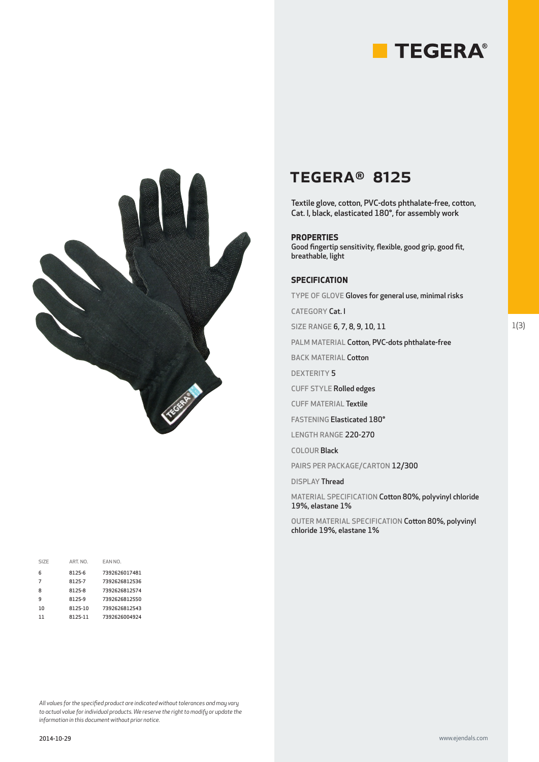TEGERA®

# TEGERA® 8125

Textile glove, cotton, PVC-dots phthalate-free, cotton, Cat. I, black, elasticated 180°, for assembly work

### PROPERTIES

Good fingertip sensitivity, flexible, good grip, good fit, breathable, light

### SPECIFICATION

TYPE OF GLOVE Gloves for general use, minimal risks

CATEGORY Cat. I

SIZE RANGE 6, 7, 8, 9, 10, 11

PALM MATERIAL Cotton, PVC-dots phthalate-free

BACK MATERIAL Cotton

DEXTERITY 5

CUFF STYLE Rolled edges

CUFF MATERIAL Textile

FASTENING Elasticated 180°

LENGTH RANGE 220-270

COLOUR Black

PAIRS PER PACKAGE/CARTON 12/300

DISPLAY Thread

MATERIAL SPECIFICATION Cotton 80%, polyvinyl chloride 19%, elastane 1%

OUTER MATERIAL SPECIFICATION Cotton 80%, polyvinyl chloride 19%, elastane 1%

| SIZE | ART. NO. | EAN NO. |
|---|---|---|
| 6 | 8125-6 | 7392626017481 |
| 7 | 8125-7 | 7392626812536 |
| 8 | 8125-8 | 7392626812574 |
| 9 | 8125-9 | 7392626812550 |
| 10 | 8125-10 | 7392626812543 |
| 11 | 8125-11 | 7392626004924 |

*All values for the specified product are indicated without tolerances and may vary to actual value for individual products. We reserve the right to modify or update the information in this document without prior notice.*

2014-10-29

www.ejendals.com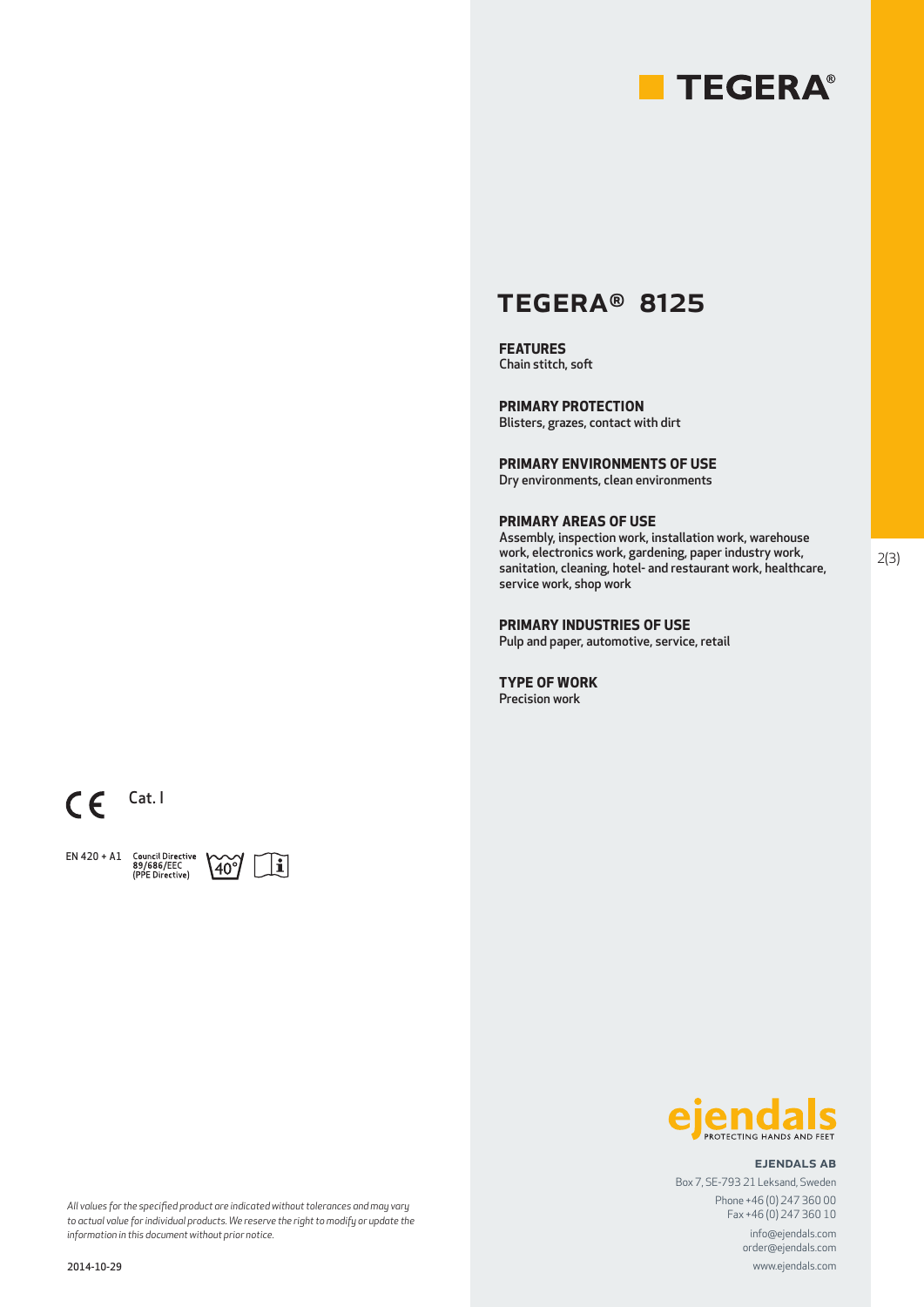TEGERA®

# TEGERA® 8125

**FEATURES**
Chain stitch, soft

**PRIMARY PROTECTION**
Blisters, grazes, contact with dirt

**PRIMARY ENVIRONMENTS OF USE**
Dry environments, clean environments

**PRIMARY AREAS OF USE**
Assembly, inspection work, installation work, warehouse work, electronics work, gardening, paper industry work, sanitation, cleaning, hotel- and restaurant work, healthcare, service work, shop work

**PRIMARY INDUSTRIES OF USE**
Pulp and paper, automotive, service, retail

**TYPE OF WORK**
Precision work

CE Cat. I

EN 420 + A1 Council Directive 89/686/EEC (PPE Directive) 40°

ejendals PROTECTING HANDS AND FEET

**EJENDALS AB**
Box 7, SE-793 21 Leksand, Sweden
Phone +46 (0) 247 360 00
Fax +46 (0) 247 360 10
info@ejendals.com
order@ejendals.com
www.ejendals.com

*All values for the specified product are indicated without tolerances and may vary to actual value for individual products. We reserve the right to modify or update the information in this document without prior notice.*

2014-10-29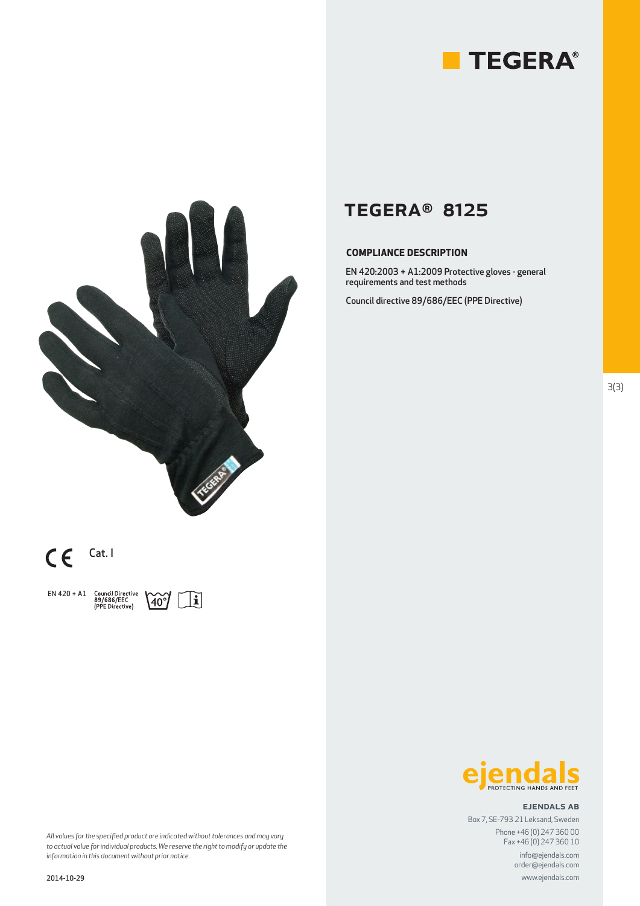TEGERA®

# TEGERA® 8125

## COMPLIANCE DESCRIPTION

EN 420:2003 + A1:2009 Protective gloves - general requirements and test methods

Council directive 89/686/EEC (PPE Directive)

CE Cat. I

EN 420 + A1 Council Directive 89/686/EEC (PPE Directive) 40°

*All values for the specified product are indicated without tolerances and may vary to actual value for individual products. We reserve the right to modify or update the information in this document without prior notice.*

2014-10-29

ejendals PROTECTING HANDS AND FEET

**EJENDALS AB**

Box 7, SE-793 21 Leksand, Sweden

Phone +46 (0) 247 360 00

Fax +46 (0) 247 360 10

info@ejendals.com

order@ejendals.com

www.ejendals.com